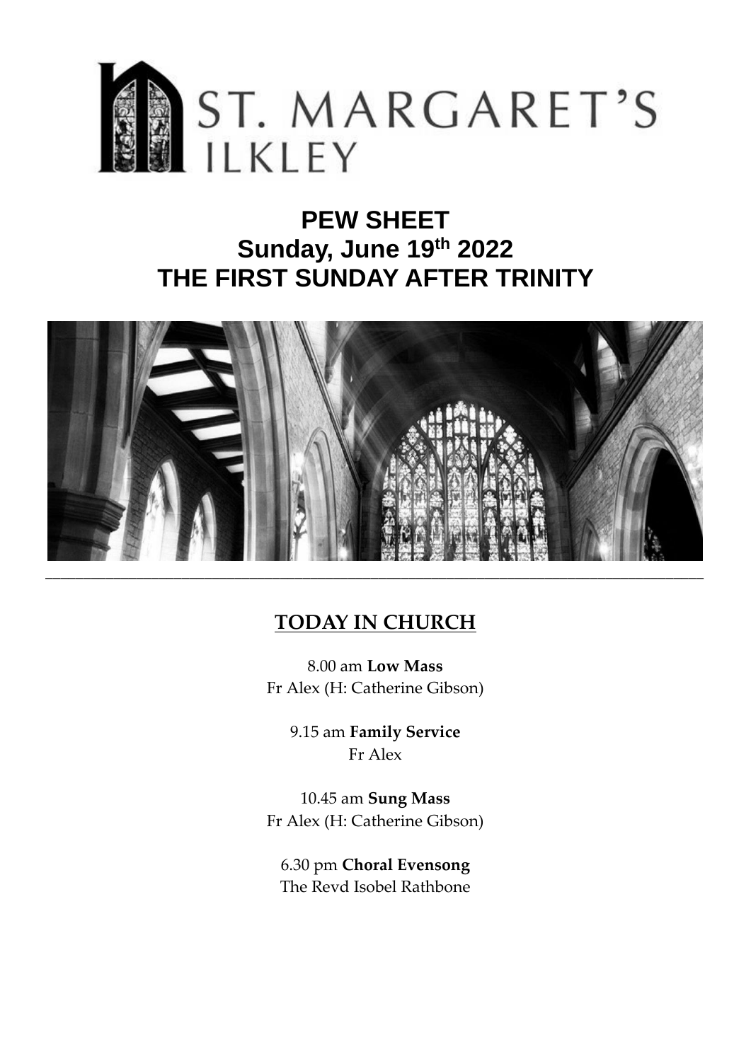# ST. MARGARET'S ILKEY

## PEW SHEET
## Sunday, June 19th 2022
## THE FIRST SUNDAY AFTER TRINITY

---

### TODAY IN CHURCH

8.00 am **Low Mass**
Fr Alex (H: Catherine Gibson)

9.15 am **Family Service**
Fr Alex

10.45 am **Sung Mass**
Fr Alex (H: Catherine Gibson)

6.30 pm **Choral Evensong**
The Revd Isobel Rathbone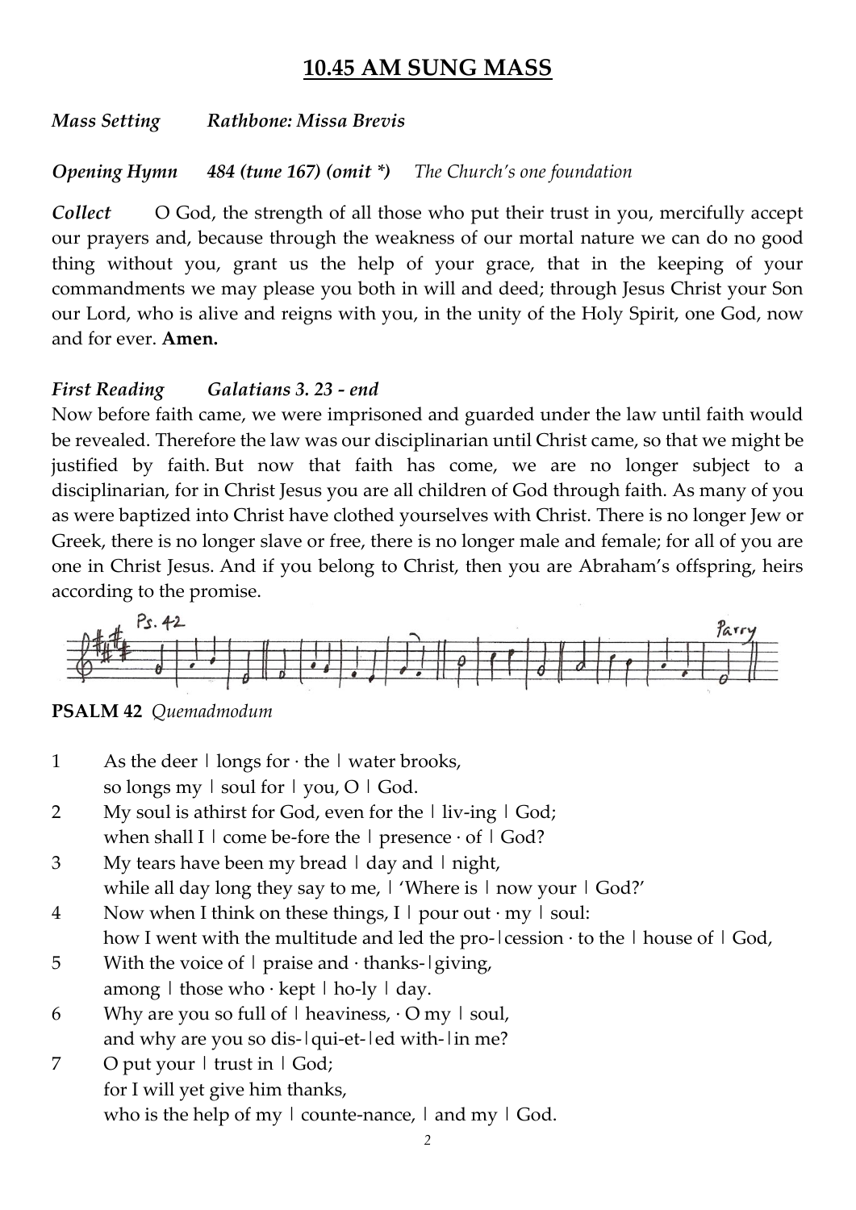## 10.45 AM SUNG MASS

***Mass Setting*** ***Rathbone: Missa Brevis***

***Opening Hymn*** ***484 (tune 167) (omit \*)*** *The Church's one foundation*

***Collect*** O God, the strength of all those who put their trust in you, mercifully accept our prayers and, because through the weakness of our mortal nature we can do no good thing without you, grant us the help of your grace, that in the keeping of your commandments we may please you both in will and deed; through Jesus Christ your Son our Lord, who is alive and reigns with you, in the unity of the Holy Spirit, one God, now and for ever. **Amen.**

***First Reading*** ***Galatians 3. 23 - end***

Now before faith came, we were imprisoned and guarded under the law until faith would be revealed. Therefore the law was our disciplinarian until Christ came, so that we might be justified by faith. But now that faith has come, we are no longer subject to a disciplinarian, for in Christ Jesus you are all children of God through faith. As many of you as were baptized into Christ have clothed yourselves with Christ. There is no longer Jew or Greek, there is no longer slave or free, there is no longer male and female; for all of you are one in Christ Jesus. And if you belong to Christ, then you are Abraham's offspring, heirs according to the promise.

Ps. 42 Parry

**PSALM 42** *Quemadmodum*

1 As the deer | longs for · the | water brooks,
so longs my | soul for | you, O | God.

2 My soul is athirst for God, even for the | liv-ing | God;
when shall I | come be-fore the | presence · of | God?

3 My tears have been my bread | day and | night,
while all day long they say to me, | 'Where is | now your | God?'

4 Now when I think on these things, I | pour out · my | soul:
how I went with the multitude and led the pro-|cession · to the | house of | God,

5 With the voice of | praise and · thanks-|giving,
among | those who · kept | ho-ly | day.

6 Why are you so full of | heaviness, · O my | soul,
and why are you so dis-|qui-et-|ed with-|in me?

7 O put your | trust in | God;
for I will yet give him thanks,
who is the help of my | counte-nance, | and my | God.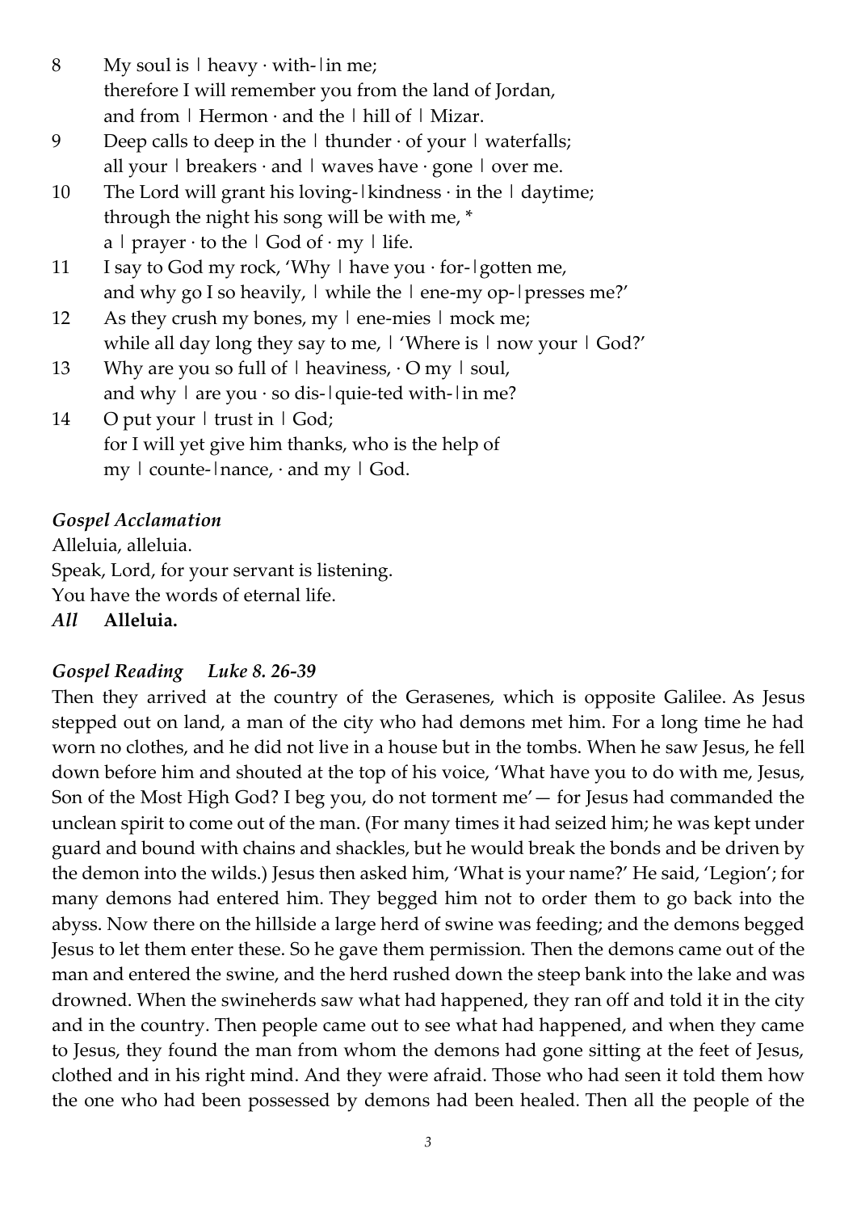8 My soul is ǀ heavy · with-ǀin me;
 therefore I will remember you from the land of Jordan,
 and from ǀ Hermon · and the ǀ hill of ǀ Mizar.

9 Deep calls to deep in the ǀ thunder · of your ǀ waterfalls;
 all your ǀ breakers · and ǀ waves have · gone ǀ over me.

10 The Lord will grant his loving-ǀkindness · in the ǀ daytime;
 through the night his song will be with me, *
 a ǀ prayer · to the ǀ God of · my ǀ life.

11 I say to God my rock, 'Why ǀ have you · for-ǀgotten me,
 and why go I so heavily, ǀ while the ǀ ene-my op-ǀpresses me?'

12 As they crush my bones, my ǀ ene-mies ǀ mock me;
 while all day long they say to me, ǀ 'Where is ǀ now your ǀ God?'

13 Why are you so full of ǀ heaviness, · O my ǀ soul,
 and why ǀ are you · so dis-ǀquie-ted with-ǀin me?

14 O put your ǀ trust in ǀ God;
 for I will yet give him thanks, who is the help of
 my ǀ counte-ǀnance, · and my ǀ God.

### *Gospel Acclamation*

Alleluia, alleluia.
Speak, Lord, for your servant is listening.
You have the words of eternal life.
*All* **Alleluia.**

### *Gospel Reading Luke 8. 26-39*

Then they arrived at the country of the Gerasenes, which is opposite Galilee. As Jesus stepped out on land, a man of the city who had demons met him. For a long time he had worn no clothes, and he did not live in a house but in the tombs. When he saw Jesus, he fell down before him and shouted at the top of his voice, 'What have you to do with me, Jesus, Son of the Most High God? I beg you, do not torment me'— for Jesus had commanded the unclean spirit to come out of the man. (For many times it had seized him; he was kept under guard and bound with chains and shackles, but he would break the bonds and be driven by the demon into the wilds.) Jesus then asked him, 'What is your name?' He said, 'Legion'; for many demons had entered him. They begged him not to order them to go back into the abyss. Now there on the hillside a large herd of swine was feeding; and the demons begged Jesus to let them enter these. So he gave them permission. Then the demons came out of the man and entered the swine, and the herd rushed down the steep bank into the lake and was drowned. When the swineherds saw what had happened, they ran off and told it in the city and in the country. Then people came out to see what had happened, and when they came to Jesus, they found the man from whom the demons had gone sitting at the feet of Jesus, clothed and in his right mind. And they were afraid. Those who had seen it told them how the one who had been possessed by demons had been healed. Then all the people of the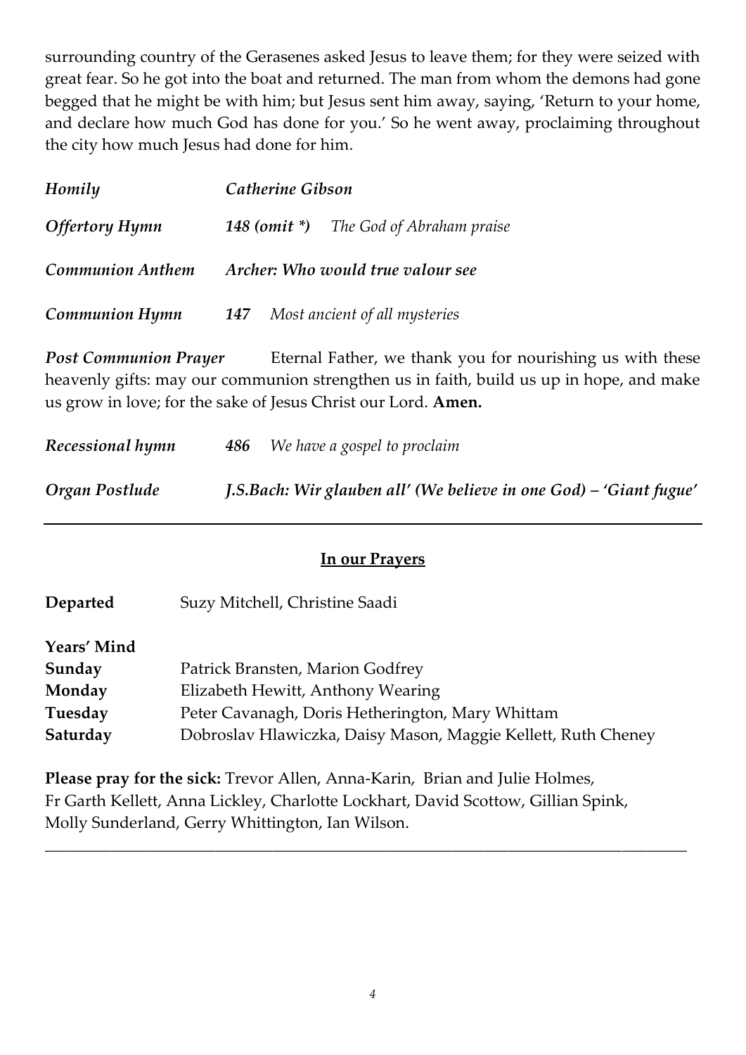surrounding country of the Gerasenes asked Jesus to leave them; for they were seized with great fear. So he got into the boat and returned. The man from whom the demons had gone begged that he might be with him; but Jesus sent him away, saying, 'Return to your home, and declare how much God has done for you.' So he went away, proclaiming throughout the city how much Jesus had done for him.

***Homily*** *Catherine Gibson*

***Offertory Hymn*** ***148 (omit \*)*** *The God of Abraham praise*

***Communion Anthem*** ***Archer: Who would true valour see***

***Communion Hymn*** ***147*** *Most ancient of all mysteries*

***Post Communion Prayer*** Eternal Father, we thank you for nourishing us with these heavenly gifts: may our communion strengthen us in faith, build us up in hope, and make us grow in love; for the sake of Jesus Christ our Lord. **Amen.**

***Recessional hymn*** ***486*** *We have a gospel to proclaim*

***Organ Postlude*** ***J.S.Bach: Wir glauben all' (We believe in one God) – 'Giant fugue'***

---

## In our Prayers

**Departed** Suzy Mitchell, Christine Saadi

**Years' Mind**
**Sunday** Patrick Bransten, Marion Godfrey
**Monday** Elizabeth Hewitt, Anthony Wearing
**Tuesday** Peter Cavanagh, Doris Hetherington, Mary Whittam
**Saturday** Dobroslav Hlawiczka, Daisy Mason, Maggie Kellett, Ruth Cheney

**Please pray for the sick:** Trevor Allen, Anna-Karin, Brian and Julie Holmes, Fr Garth Kellett, Anna Lickley, Charlotte Lockhart, David Scottow, Gillian Spink, Molly Sunderland, Gerry Whittington, Ian Wilson.

---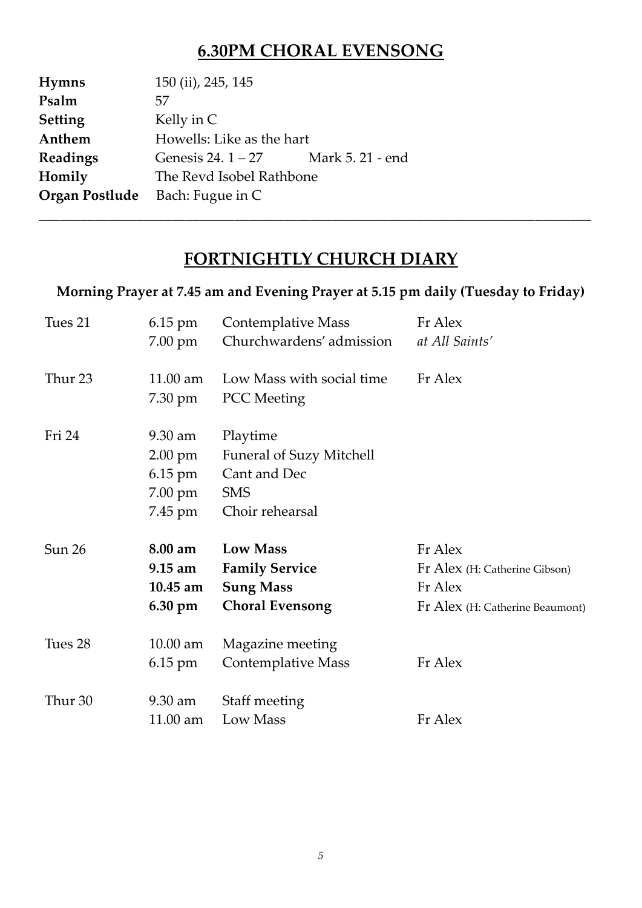## 6.30PM CHORAL EVENSONG

| | | |
|---|---|---|
| **Hymns** | 150 (ii), 245, 145 | |
| **Psalm** | 57 | |
| **Setting** | Kelly in C | |
| **Anthem** | Howells: Like as the hart | |
| **Readings** | Genesis 24. 1 – 27 | Mark 5. 21 - end |
| **Homily** | The Revd Isobel Rathbone | |
| **Organ Postlude** | Bach: Fugue in C | |

---

## FORTNIGHTLY CHURCH DIARY

**Morning Prayer at 7.45 am and Evening Prayer at 5.15 pm daily (Tuesday to Friday)**

| | | | |
|---|---|---|---|
| Tues 21 | 6.15 pm | Contemplative Mass | Fr Alex |
| | 7.00 pm | Churchwardens' admission | *at All Saints'* |
| Thur 23 | 11.00 am | Low Mass with social time | Fr Alex |
| | 7.30 pm | PCC Meeting | |
| Fri 24 | 9.30 am | Playtime | |
| | 2.00 pm | Funeral of Suzy Mitchell | |
| | 6.15 pm | Cant and Dec | |
| | 7.00 pm | SMS | |
| | 7.45 pm | Choir rehearsal | |
| Sun 26 | **8.00 am** | **Low Mass** | Fr Alex |
| | **9.15 am** | **Family Service** | Fr Alex (H: Catherine Gibson) |
| | **10.45 am** | **Sung Mass** | Fr Alex |
| | **6.30 pm** | **Choral Evensong** | Fr Alex (H: Catherine Beaumont) |
| Tues 28 | 10.00 am | Magazine meeting | |
| | 6.15 pm | Contemplative Mass | Fr Alex |
| Thur 30 | 9.30 am | Staff meeting | |
| | 11.00 am | Low Mass | Fr Alex |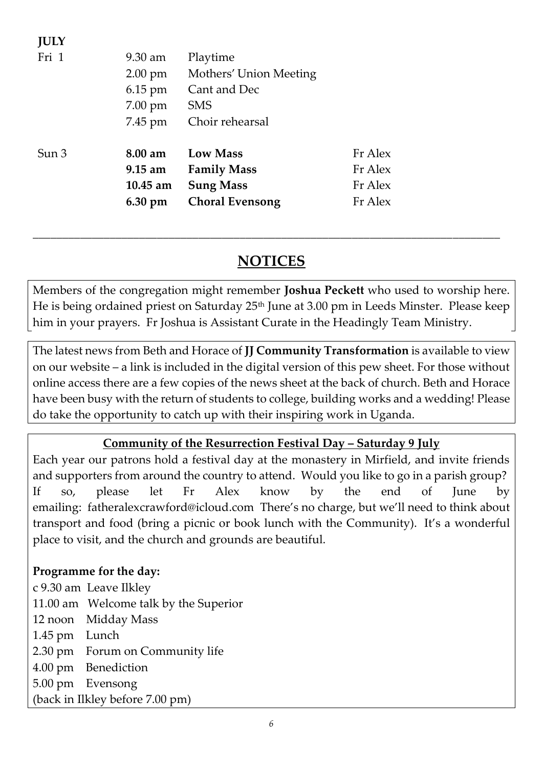**JULY**

| | | | |
|---|---|---|---|
| Fri 1 | 9.30 am | Playtime | |
| | 2.00 pm | Mothers' Union Meeting | |
| | 6.15 pm | Cant and Dec | |
| | 7.00 pm | SMS | |
| | 7.45 pm | Choir rehearsal | |
| Sun 3 | **8.00 am** | **Low Mass** | Fr Alex |
| | **9.15 am** | **Family Mass** | Fr Alex |
| | **10.45 am** | **Sung Mass** | Fr Alex |
| | **6.30 pm** | **Choral Evensong** | Fr Alex |

---

## NOTICES

Members of the congregation might remember **Joshua Peckett** who used to worship here. He is being ordained priest on Saturday 25th June at 3.00 pm in Leeds Minster. Please keep him in your prayers. Fr Joshua is Assistant Curate in the Headingly Team Ministry.

The latest news from Beth and Horace of **JJ Community Transformation** is available to view on our website – a link is included in the digital version of this pew sheet. For those without online access there are a few copies of the news sheet at the back of church. Beth and Horace have been busy with the return of students to college, building works and a wedding! Please do take the opportunity to catch up with their inspiring work in Uganda.

**Community of the Resurrection Festival Day – Saturday 9 July**

Each year our patrons hold a festival day at the monastery in Mirfield, and invite friends and supporters from around the country to attend. Would you like to go in a parish group? If so, please let Fr Alex know by the end of June by emailing: fatheralexcrawford@icloud.com There's no charge, but we'll need to think about transport and food (bring a picnic or book lunch with the Community). It's a wonderful place to visit, and the church and grounds are beautiful.

**Programme for the day:**

c 9.30 am Leave Ilkley
11.00 am Welcome talk by the Superior
12 noon Midday Mass
1.45 pm Lunch
2.30 pm Forum on Community life
4.00 pm Benediction
5.00 pm Evensong
(back in Ilkley before 7.00 pm)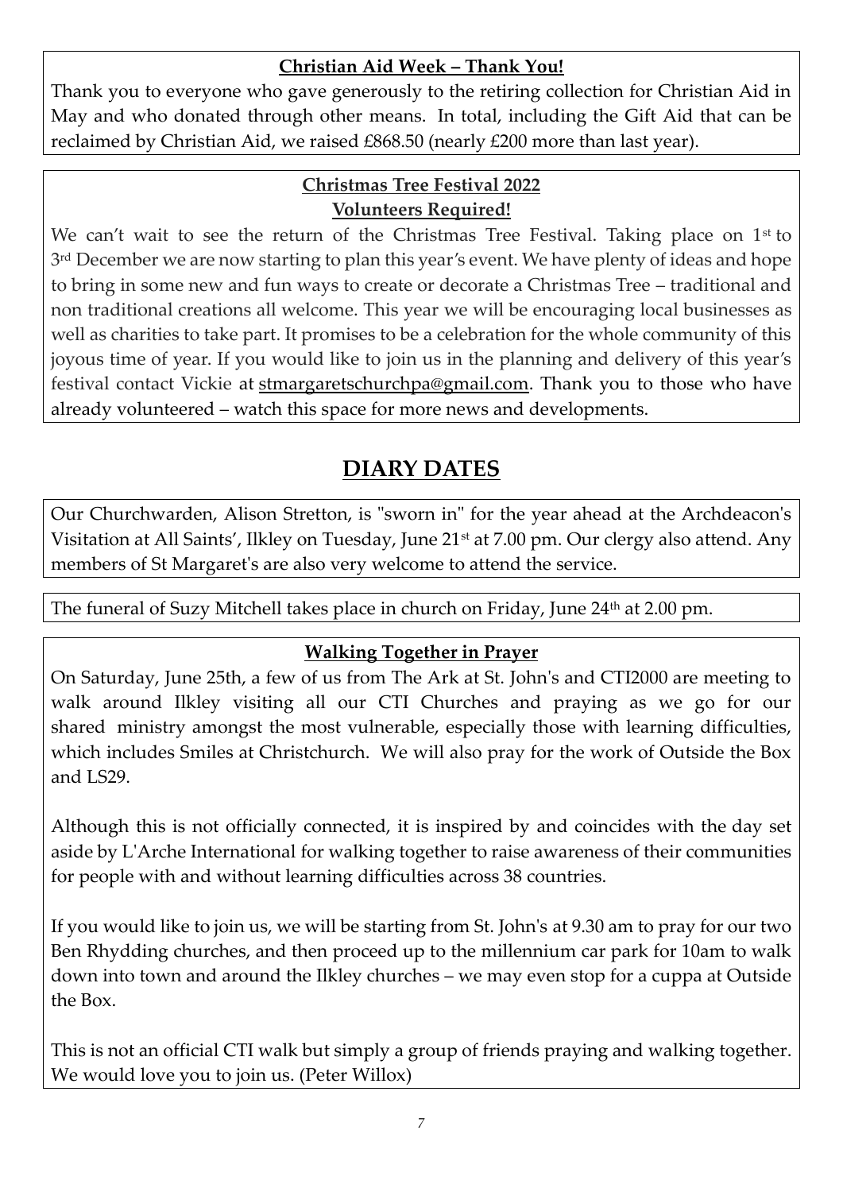### Christian Aid Week – Thank You!

Thank you to everyone who gave generously to the retiring collection for Christian Aid in May and who donated through other means. In total, including the Gift Aid that can be reclaimed by Christian Aid, we raised £868.50 (nearly £200 more than last year).

### Christmas Tree Festival 2022
### Volunteers Required!

We can't wait to see the return of the Christmas Tree Festival. Taking place on 1st to 3rd December we are now starting to plan this year's event. We have plenty of ideas and hope to bring in some new and fun ways to create or decorate a Christmas Tree – traditional and non traditional creations all welcome. This year we will be encouraging local businesses as well as charities to take part. It promises to be a celebration for the whole community of this joyous time of year. If you would like to join us in the planning and delivery of this year's festival contact Vickie at stmargaretschurchpa@gmail.com. Thank you to those who have already volunteered – watch this space for more news and developments.

## DIARY DATES

Our Churchwarden, Alison Stretton, is "sworn in" for the year ahead at the Archdeacon's Visitation at All Saints', Ilkley on Tuesday, June 21st at 7.00 pm. Our clergy also attend. Any members of St Margaret's are also very welcome to attend the service.

The funeral of Suzy Mitchell takes place in church on Friday, June 24th at 2.00 pm.

### Walking Together in Prayer

On Saturday, June 25th, a few of us from The Ark at St. John's and CTI2000 are meeting to walk around Ilkley visiting all our CTI Churches and praying as we go for our shared ministry amongst the most vulnerable, especially those with learning difficulties, which includes Smiles at Christchurch. We will also pray for the work of Outside the Box and LS29.

Although this is not officially connected, it is inspired by and coincides with the day set aside by L'Arche International for walking together to raise awareness of their communities for people with and without learning difficulties across 38 countries.

If you would like to join us, we will be starting from St. John's at 9.30 am to pray for our two Ben Rhydding churches, and then proceed up to the millennium car park for 10am to walk down into town and around the Ilkley churches – we may even stop for a cuppa at Outside the Box.

This is not an official CTI walk but simply a group of friends praying and walking together. We would love you to join us. (Peter Willox)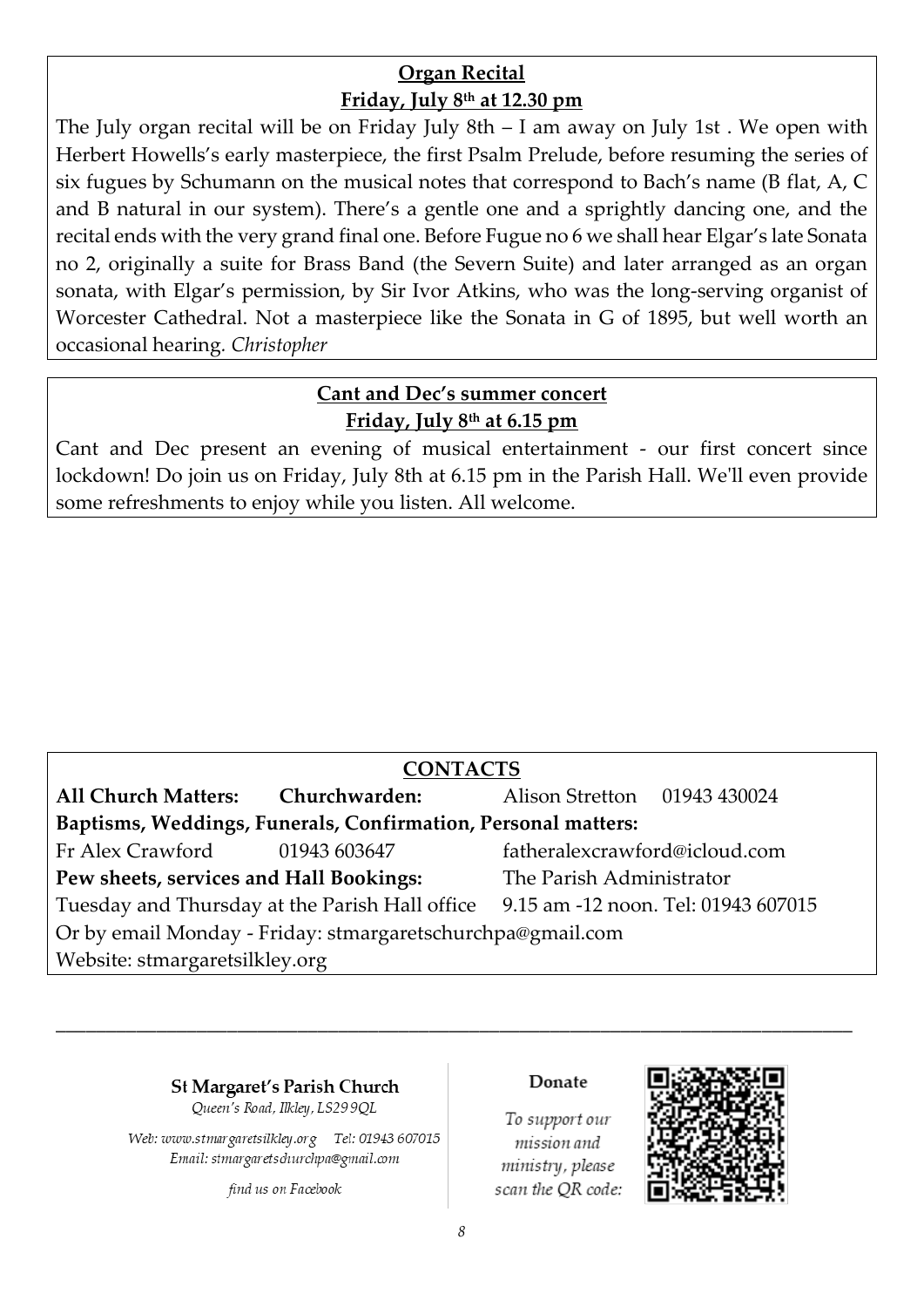## Organ Recital

### Friday, July 8th at 12.30 pm

The July organ recital will be on Friday July 8th – I am away on July 1st . We open with Herbert Howells's early masterpiece, the first Psalm Prelude, before resuming the series of six fugues by Schumann on the musical notes that correspond to Bach's name (B flat, A, C and B natural in our system). There's a gentle one and a sprightly dancing one, and the recital ends with the very grand final one. Before Fugue no 6 we shall hear Elgar's late Sonata no 2, originally a suite for Brass Band (the Severn Suite) and later arranged as an organ sonata, with Elgar's permission, by Sir Ivor Atkins, who was the long-serving organist of Worcester Cathedral. Not a masterpiece like the Sonata in G of 1895, but well worth an occasional hearing. *Christopher*

## Cant and Dec's summer concert

### Friday, July 8th at 6.15 pm

Cant and Dec present an evening of musical entertainment - our first concert since lockdown! Do join us on Friday, July 8th at 6.15 pm in the Parish Hall. We'll even provide some refreshments to enjoy while you listen. All welcome.

## CONTACTS

**All Church Matters: Churchwarden:** Alison Stretton 01943 430024

**Baptisms, Weddings, Funerals, Confirmation, Personal matters:**

Fr Alex Crawford 01943 603647 fatheralexcrawford@icloud.com

**Pew sheets, services and Hall Bookings:** The Parish Administrator

Tuesday and Thursday at the Parish Hall office 9.15 am -12 noon. Tel: 01943 607015

Or by email Monday - Friday: stmargaretschurchpa@gmail.com

Website: stmargaretsilkley.org

---

**St Margaret's Parish Church**

*Queen's Road, Ilkley, LS29 9QL*

*Web: www.stmargaretsilkley.org Tel: 01943 607015*

*Email: stmargaretschurchpa@gmail.com*

*find us on Facebook*

**Donate**

*To support our mission and ministry, please scan the QR code:*